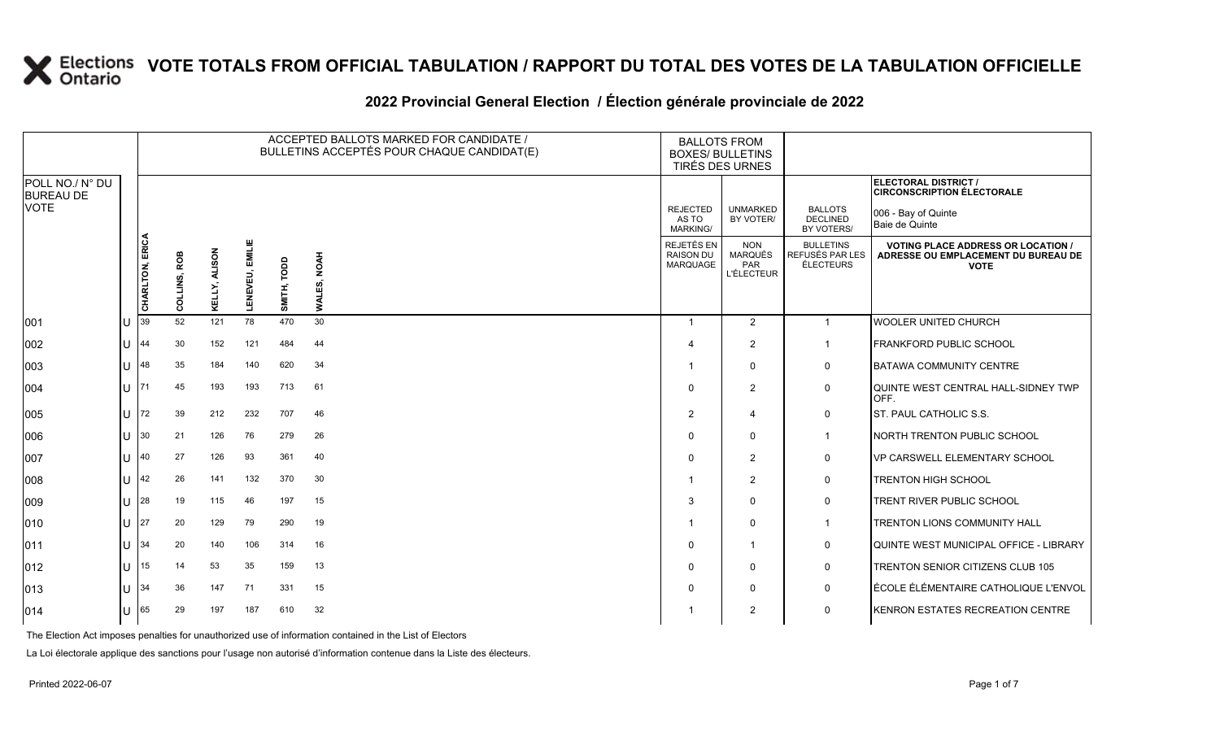# VOTE TOTALS FROM OFFICIAL TABULATION / RAPPORT DU TOTAL DES VOTES DE LA TABULATION OFFICIELLE

## 2022 Provincial General Election / Élection générale provinciale de 2022

ELECTORAL DISTRICT / CIRCONSCRIPTION ÉLECTORALE: 006 - Bay of Quinte / Baie de Quinte

| POLL NO./ N° DU BUREAU DE VOTE | | ACCEPTED BALLOTS MARKED FOR CANDIDATE / BULLETINS ACCEPTÉS POUR CHAQUE CANDIDAT(E) | | | | | | BALLOTS FROM BOXES/ BULLETINS TIRÉS DES URNES | | | |
|---|---|---|---|---|---|---|---|---|---|---|---|
| | | CHARLTON, ERICA | COLLINS, ROB | KELLY, ALISON | LENEVEU, EMILIE | SMITH, TODD | WALES, NOAH | REJECTED AS TO MARKING/ REJETÉS EN RAISON DU MARQUAGE | UNMARKED BY VOTER/ NON MARQUÉS PAR L'ÉLECTEUR | BALLOTS DECLINED BY VOTERS/ BULLETINS REFUSÉS PAR LES ÉLECTEURS | VOTING PLACE ADDRESS OR LOCATION / ADRESSE OU EMPLACEMENT DU BUREAU DE VOTE |
| 001 | U | 39 | 52 | 121 | 78 | 470 | 30 | 1 | 2 | 1 | WOOLER UNITED CHURCH |
| 002 | U | 44 | 30 | 152 | 121 | 484 | 44 | 4 | 2 | 1 | FRANKFORD PUBLIC SCHOOL |
| 003 | U | 48 | 35 | 184 | 140 | 620 | 34 | 1 | 0 | 0 | BATAWA COMMUNITY CENTRE |
| 004 | U | 71 | 45 | 193 | 193 | 713 | 61 | 0 | 2 | 0 | QUINTE WEST CENTRAL HALL-SIDNEY TWP OFF. |
| 005 | U | 72 | 39 | 212 | 232 | 707 | 46 | 2 | 4 | 0 | ST. PAUL CATHOLIC S.S. |
| 006 | U | 30 | 21 | 126 | 76 | 279 | 26 | 0 | 0 | 1 | NORTH TRENTON PUBLIC SCHOOL |
| 007 | U | 40 | 27 | 126 | 93 | 361 | 40 | 0 | 2 | 0 | VP CARSWELL ELEMENTARY SCHOOL |
| 008 | U | 42 | 26 | 141 | 132 | 370 | 30 | 1 | 2 | 0 | TRENTON HIGH SCHOOL |
| 009 | U | 28 | 19 | 115 | 46 | 197 | 15 | 3 | 0 | 0 | TRENT RIVER PUBLIC SCHOOL |
| 010 | U | 27 | 20 | 129 | 79 | 290 | 19 | 1 | 0 | 1 | TRENTON LIONS COMMUNITY HALL |
| 011 | U | 34 | 20 | 140 | 106 | 314 | 16 | 0 | 1 | 0 | QUINTE WEST MUNICIPAL OFFICE - LIBRARY |
| 012 | U | 15 | 14 | 53 | 35 | 159 | 13 | 0 | 0 | 0 | TRENTON SENIOR CITIZENS CLUB 105 |
| 013 | U | 34 | 36 | 147 | 71 | 331 | 15 | 0 | 0 | 0 | ÉCOLE ÉLÉMENTAIRE CATHOLIQUE L'ENVOL |
| 014 | U | 65 | 29 | 197 | 187 | 610 | 32 | 1 | 2 | 0 | KENRON ESTATES RECREATION CENTRE |

The Election Act imposes penalties for unauthorized use of information contained in the List of Electors

La Loi électorale applique des sanctions pour l'usage non autorisé d'information contenue dans la Liste des électeurs.

Printed 2022-06-07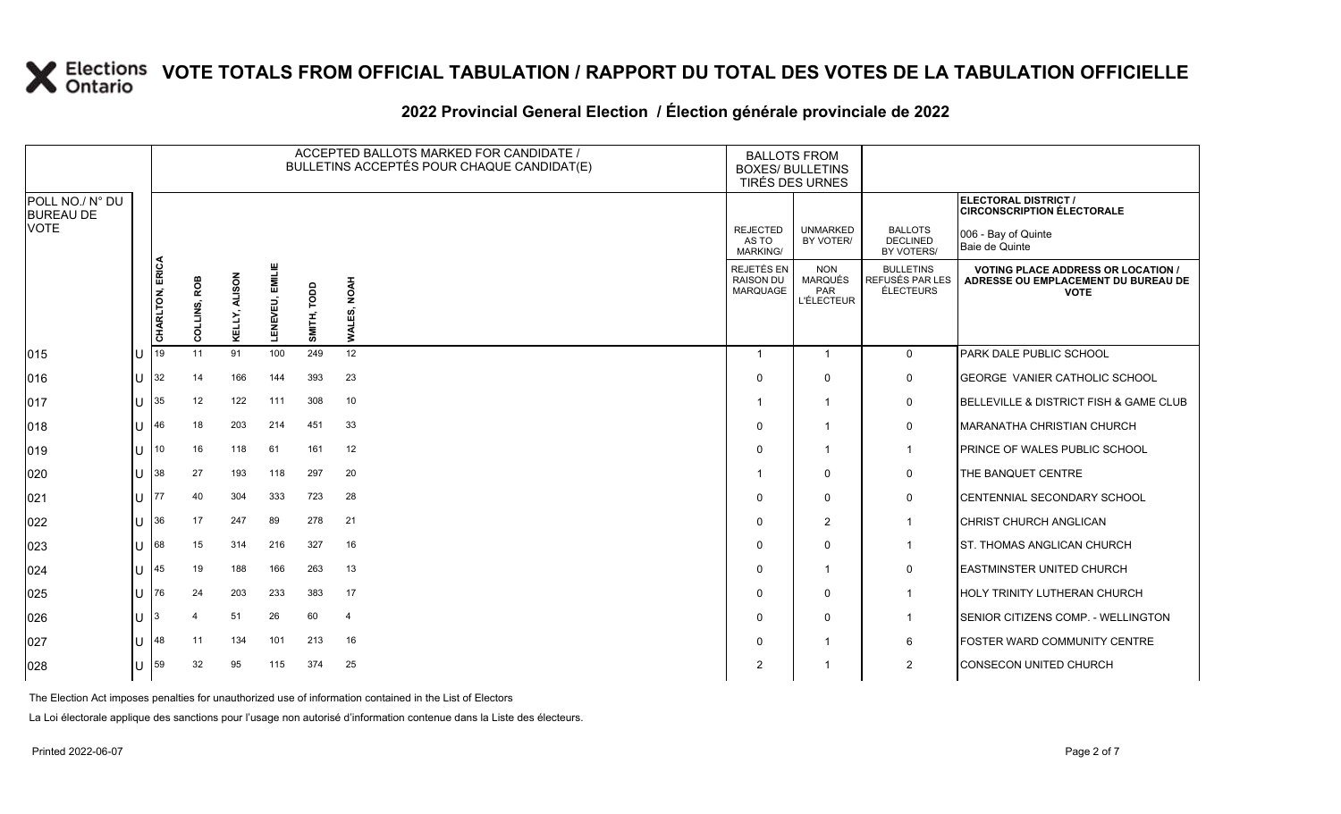# VOTE TOTALS FROM OFFICIAL TABULATION / RAPPORT DU TOTAL DES VOTES DE LA TABULATION OFFICIELLE

## 2022 Provincial General Election / Élection générale provinciale de 2022

ELECTORAL DISTRICT / CIRCONSCRIPTION ÉLECTORALE: 006 - Bay of Quinte / Baie de Quinte

| POLL NO./ N° DU BUREAU DE VOTE | | ACCEPTED BALLOTS MARKED FOR CANDIDATE / BULLETINS ACCEPTÉS POUR CHAQUE CANDIDAT(E) | | | | | | BALLOTS FROM BOXES/ BULLETINS TIRÉS DES URNES | | | VOTING PLACE ADDRESS OR LOCATION / ADRESSE OU EMPLACEMENT DU BUREAU DE VOTE |
|---|---|---|---|---|---|---|---|---|---|---|---|
| | | CHARLTON, ERICA | COLLINS, ROB | KELLY, ALISON | LENEVEU, EMILIE | SMITH, TODD | WALES, NOAH | REJECTED AS TO MARKING/ REJETÉS EN RAISON DU MARQUAGE | UNMARKED BY VOTER/ NON MARQUÉS PAR L'ÉLECTEUR | BALLOTS DECLINED BY VOTERS/ BULLETINS REFUSÉS PAR LES ÉLECTEURS | |
| 015 | U | 19 | 11 | 91 | 100 | 249 | 12 | 1 | 1 | 0 | PARK DALE PUBLIC SCHOOL |
| 016 | U | 32 | 14 | 166 | 144 | 393 | 23 | 0 | 0 | 0 | GEORGE VANIER CATHOLIC SCHOOL |
| 017 | U | 35 | 12 | 122 | 111 | 308 | 10 | 1 | 1 | 0 | BELLEVILLE & DISTRICT FISH & GAME CLUB |
| 018 | U | 46 | 18 | 203 | 214 | 451 | 33 | 0 | 1 | 0 | MARANATHA CHRISTIAN CHURCH |
| 019 | U | 10 | 16 | 118 | 61 | 161 | 12 | 0 | 1 | 1 | PRINCE OF WALES PUBLIC SCHOOL |
| 020 | U | 38 | 27 | 193 | 118 | 297 | 20 | 1 | 0 | 0 | THE BANQUET CENTRE |
| 021 | U | 77 | 40 | 304 | 333 | 723 | 28 | 0 | 0 | 0 | CENTENNIAL SECONDARY SCHOOL |
| 022 | U | 36 | 17 | 247 | 89 | 278 | 21 | 0 | 2 | 1 | CHRIST CHURCH ANGLICAN |
| 023 | U | 68 | 15 | 314 | 216 | 327 | 16 | 0 | 0 | 1 | ST. THOMAS ANGLICAN CHURCH |
| 024 | U | 45 | 19 | 188 | 166 | 263 | 13 | 0 | 1 | 0 | EASTMINSTER UNITED CHURCH |
| 025 | U | 76 | 24 | 203 | 233 | 383 | 17 | 0 | 0 | 1 | HOLY TRINITY LUTHERAN CHURCH |
| 026 | U | 3 | 4 | 51 | 26 | 60 | 4 | 0 | 0 | 1 | SENIOR CITIZENS COMP. - WELLINGTON |
| 027 | U | 48 | 11 | 134 | 101 | 213 | 16 | 0 | 1 | 6 | FOSTER WARD COMMUNITY CENTRE |
| 028 | U | 59 | 32 | 95 | 115 | 374 | 25 | 2 | 1 | 2 | CONSECON UNITED CHURCH |

The Election Act imposes penalties for unauthorized use of information contained in the List of Electors

La Loi électorale applique des sanctions pour l'usage non autorisé d'information contenue dans la Liste des électeurs.

Printed 2022-06-07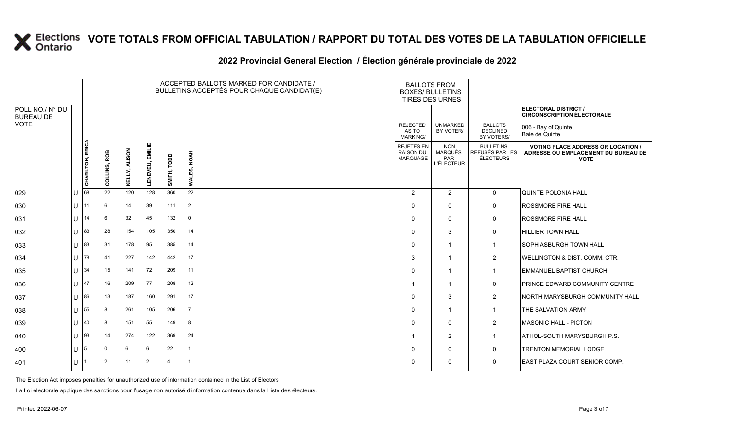# VOTE TOTALS FROM OFFICIAL TABULATION / RAPPORT DU TOTAL DES VOTES DE LA TABULATION OFFICIELLE

## 2022 Provincial General Election / Élection générale provinciale de 2022

ELECTORAL DISTRICT / CIRCONSCRIPTION ÉLECTORALE: 006 - Bay of Quinte / Baie de Quinte

| POLL NO./ N° DU BUREAU DE VOTE | | ACCEPTED BALLOTS MARKED FOR CANDIDATE / BULLETINS ACCEPTÉS POUR CHAQUE CANDIDAT(E) | | | | | | BALLOTS FROM BOXES/ BULLETINS TIRÉS DES URNES | | | |
|---|---|---|---|---|---|---|---|---|---|---|---|
| | | CHARLTON, ERICA | COLLINS, ROB | KELLY, ALISON | LENEVEU, EMILIE | SMITH, TODD | WALES, NOAH | REJECTED AS TO MARKING/ REJETÉS EN RAISON DU MARQUAGE | UNMARKED BY VOTER/ NON MARQUÉS PAR L'ÉLECTEUR | BALLOTS DECLINED BY VOTERS/ BULLETINS REFUSÉS PAR LES ÉLECTEURS | VOTING PLACE ADDRESS OR LOCATION / ADRESSE OU EMPLACEMENT DU BUREAU DE VOTE |
| 029 | U | 68 | 22 | 120 | 128 | 360 | 22 | 2 | 2 | 0 | QUINTE POLONIA HALL |
| 030 | U | 11 | 6 | 14 | 39 | 111 | 2 | 0 | 0 | 0 | ROSSMORE FIRE HALL |
| 031 | U | 14 | 6 | 32 | 45 | 132 | 0 | 0 | 0 | 0 | ROSSMORE FIRE HALL |
| 032 | U | 83 | 28 | 154 | 105 | 350 | 14 | 0 | 3 | 0 | HILLIER TOWN HALL |
| 033 | U | 83 | 31 | 178 | 95 | 385 | 14 | 0 | 1 | 1 | SOPHIASBURGH TOWN HALL |
| 034 | U | 78 | 41 | 227 | 142 | 442 | 17 | 3 | 1 | 2 | WELLINGTON & DIST. COMM. CTR. |
| 035 | U | 34 | 15 | 141 | 72 | 209 | 11 | 0 | 1 | 1 | EMMANUEL BAPTIST CHURCH |
| 036 | U | 47 | 16 | 209 | 77 | 208 | 12 | 1 | 1 | 0 | PRINCE EDWARD COMMUNITY CENTRE |
| 037 | U | 86 | 13 | 187 | 160 | 291 | 17 | 0 | 3 | 2 | NORTH MARYSBURGH COMMUNITY HALL |
| 038 | U | 55 | 8 | 261 | 105 | 206 | 7 | 0 | 1 | 1 | THE SALVATION ARMY |
| 039 | U | 40 | 8 | 151 | 55 | 149 | 8 | 0 | 0 | 2 | MASONIC HALL - PICTON |
| 040 | U | 93 | 14 | 274 | 122 | 369 | 24 | 1 | 2 | 1 | ATHOL-SOUTH MARYSBURGH P.S. |
| 400 | U | 5 | 0 | 6 | 6 | 22 | 1 | 0 | 0 | 0 | TRENTON MEMORIAL LODGE |
| 401 | U | 1 | 2 | 11 | 2 | 4 | 1 | 0 | 0 | 0 | EAST PLAZA COURT SENIOR COMP. |

The Election Act imposes penalties for unauthorized use of information contained in the List of Electors

La Loi électorale applique des sanctions pour l'usage non autorisé d'information contenue dans la Liste des électeurs.

Printed 2022-06-07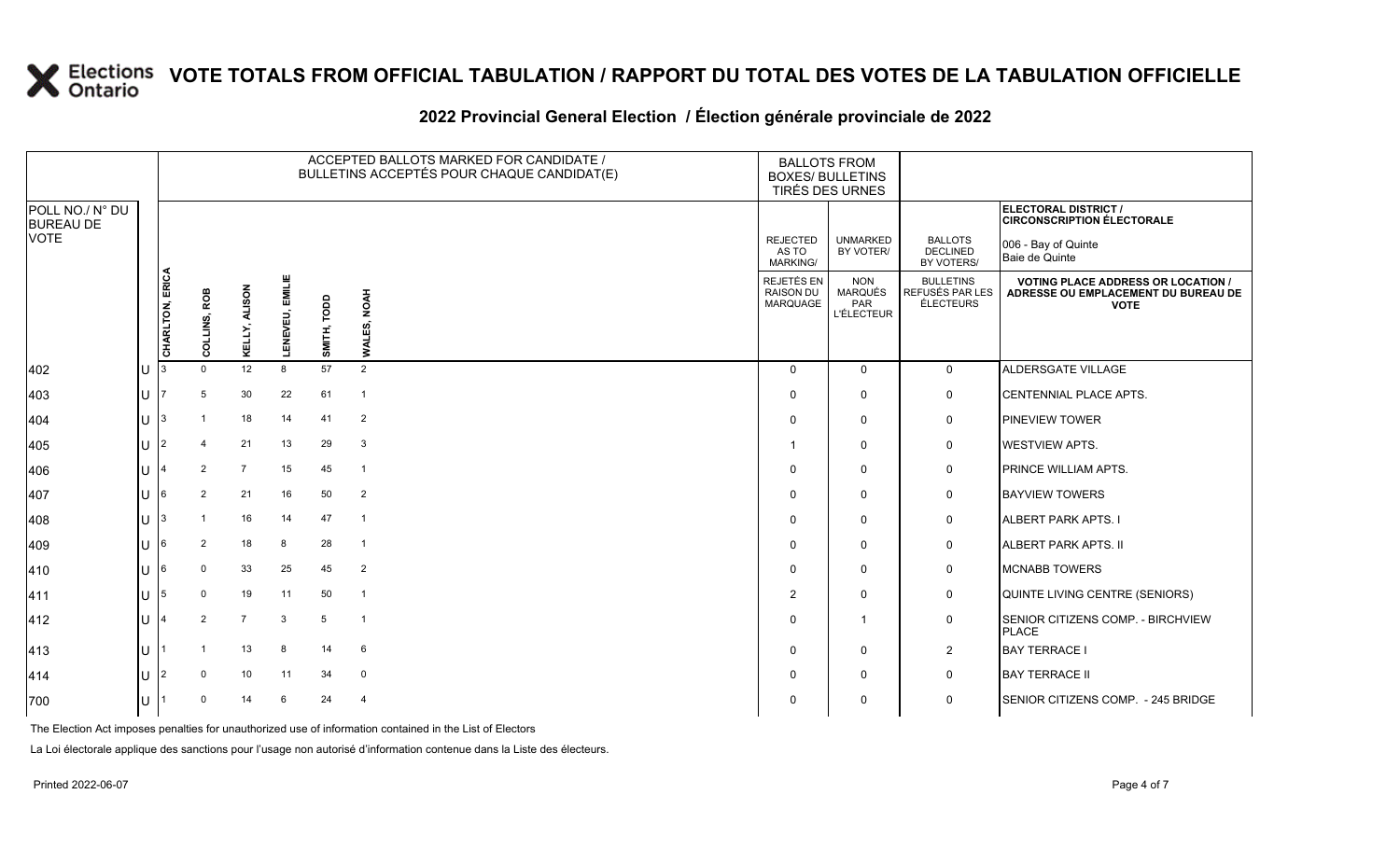# VOTE TOTALS FROM OFFICIAL TABULATION / RAPPORT DU TOTAL DES VOTES DE LA TABULATION OFFICIELLE

## 2022 Provincial General Election / Élection générale provinciale de 2022

| POLL NO./ N° DU BUREAU DE VOTE | | ACCEPTED BALLOTS MARKED FOR CANDIDATE / BULLETINS ACCEPTÉS POUR CHAQUE CANDIDAT(E) | | | | | | BALLOTS FROM BOXES/ BULLETINS TIRÉS DES URNES | | | ELECTORAL DISTRICT / CIRCONSCRIPTION ÉLECTORALE 006 - Bay of Quinte Baie de Quinte |
|---|---|---|---|---|---|---|---|---|---|---|---|
| | | CHARLTON, ERICA | COLLINS, ROB | KELLY, ALISON | LENEVEU, EMILIE | SMITH, TODD | WALES, NOAH | REJECTED AS TO MARKING/ REJETÉS EN RAISON DU MARQUAGE | UNMARKED BY VOTER/ NON MARQUÉS PAR L'ÉLECTEUR | BALLOTS DECLINED BY VOTERS/ BULLETINS REFUSÉS PAR LES ÉLECTEURS | VOTING PLACE ADDRESS OR LOCATION / ADRESSE OU EMPLACEMENT DU BUREAU DE VOTE |
| 402 | U | 3 | 0 | 12 | 8 | 57 | 2 | 0 | 0 | 0 | ALDERSGATE VILLAGE |
| 403 | U | 7 | 5 | 30 | 22 | 61 | 1 | 0 | 0 | 0 | CENTENNIAL PLACE APTS. |
| 404 | U | 3 | 1 | 18 | 14 | 41 | 2 | 0 | 0 | 0 | PINEVIEW TOWER |
| 405 | U | 2 | 4 | 21 | 13 | 29 | 3 | 1 | 0 | 0 | WESTVIEW APTS. |
| 406 | U | 4 | 2 | 7 | 15 | 45 | 1 | 0 | 0 | 0 | PRINCE WILLIAM APTS. |
| 407 | U | 6 | 2 | 21 | 16 | 50 | 2 | 0 | 0 | 0 | BAYVIEW TOWERS |
| 408 | U | 3 | 1 | 16 | 14 | 47 | 1 | 0 | 0 | 0 | ALBERT PARK APTS. I |
| 409 | U | 6 | 2 | 18 | 8 | 28 | 1 | 0 | 0 | 0 | ALBERT PARK APTS. II |
| 410 | U | 6 | 0 | 33 | 25 | 45 | 2 | 0 | 0 | 0 | MCNABB TOWERS |
| 411 | U | 5 | 0 | 19 | 11 | 50 | 1 | 2 | 0 | 0 | QUINTE LIVING CENTRE (SENIORS) |
| 412 | U | 4 | 2 | 7 | 3 | 5 | 1 | 0 | 1 | 0 | SENIOR CITIZENS COMP. - BIRCHVIEW PLACE |
| 413 | U | 1 | 1 | 13 | 8 | 14 | 6 | 0 | 0 | 2 | BAY TERRACE I |
| 414 | U | 2 | 0 | 10 | 11 | 34 | 0 | 0 | 0 | 0 | BAY TERRACE II |
| 700 | U | 1 | 0 | 14 | 6 | 24 | 4 | 0 | 0 | 0 | SENIOR CITIZENS COMP. - 245 BRIDGE |

The Election Act imposes penalties for unauthorized use of information contained in the List of Electors

La Loi électorale applique des sanctions pour l'usage non autorisé d'information contenue dans la Liste des électeurs.

Printed 2022-06-07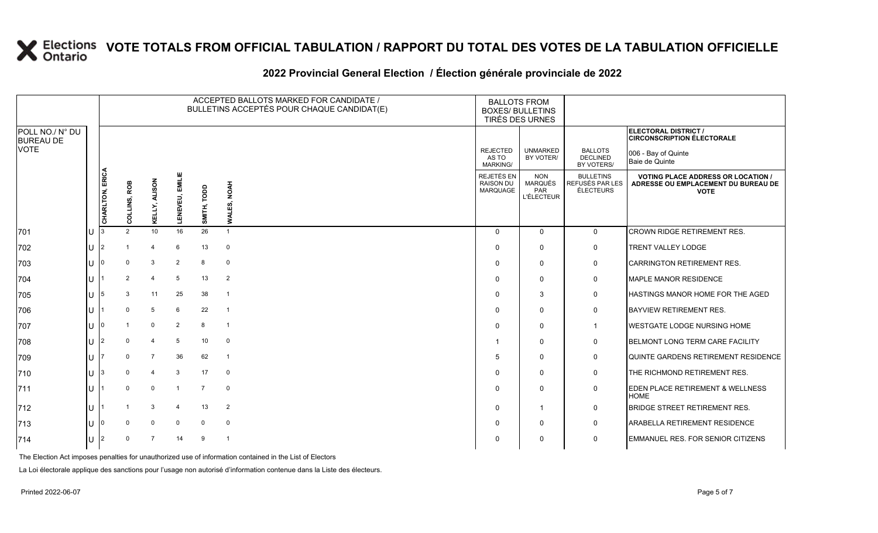# VOTE TOTALS FROM OFFICIAL TABULATION / RAPPORT DU TOTAL DES VOTES DE LA TABULATION OFFICIELLE

## 2022 Provincial General Election / Élection générale provinciale de 2022

ELECTORAL DISTRICT / CIRCONSCRIPTION ÉLECTORALE: 006 - Bay of Quinte / Baie de Quinte

| POLL NO./ N° DU BUREAU DE VOTE | | CHARLTON, ERICA | COLLINS, ROB | KELLY, ALISON | LENEVEU, EMILIE | SMITH, TODD | WALES, NOAH | REJECTED AS TO MARKING/ REJETÉS EN RAISON DU MARQUAGE | UNMARKED BY VOTER/ NON MARQUÉS PAR L'ÉLECTEUR | BALLOTS DECLINED BY VOTERS/ BULLETINS REFUSÉS PAR LES ÉLECTEURS | VOTING PLACE ADDRESS OR LOCATION / ADRESSE OU EMPLACEMENT DU BUREAU DE VOTE |
|---|---|---|---|---|---|---|---|---|---|---|---|
| 701 | U | 3 | 2 | 10 | 16 | 26 | 1 | 0 | 0 | 0 | CROWN RIDGE RETIREMENT RES. |
| 702 | U | 2 | 1 | 4 | 6 | 13 | 0 | 0 | 0 | 0 | TRENT VALLEY LODGE |
| 703 | U | 0 | 0 | 3 | 2 | 8 | 0 | 0 | 0 | 0 | CARRINGTON RETIREMENT RES. |
| 704 | U | 1 | 2 | 4 | 5 | 13 | 2 | 0 | 0 | 0 | MAPLE MANOR RESIDENCE |
| 705 | U | 5 | 3 | 11 | 25 | 38 | 1 | 0 | 3 | 0 | HASTINGS MANOR HOME FOR THE AGED |
| 706 | U | 1 | 0 | 5 | 6 | 22 | 1 | 0 | 0 | 0 | BAYVIEW RETIREMENT RES. |
| 707 | U | 0 | 1 | 0 | 2 | 8 | 1 | 0 | 0 | 1 | WESTGATE LODGE NURSING HOME |
| 708 | U | 2 | 0 | 4 | 5 | 10 | 0 | 1 | 0 | 0 | BELMONT LONG TERM CARE FACILITY |
| 709 | U | 7 | 0 | 7 | 36 | 62 | 1 | 5 | 0 | 0 | QUINTE GARDENS RETIREMENT RESIDENCE |
| 710 | U | 3 | 0 | 4 | 3 | 17 | 0 | 0 | 0 | 0 | THE RICHMOND RETIREMENT RES. |
| 711 | U | 1 | 0 | 0 | 1 | 7 | 0 | 0 | 0 | 0 | EDEN PLACE RETIREMENT & WELLNESS HOME |
| 712 | U | 1 | 1 | 3 | 4 | 13 | 2 | 0 | 1 | 0 | BRIDGE STREET RETIREMENT RES. |
| 713 | U | 0 | 0 | 0 | 0 | 0 | 0 | 0 | 0 | 0 | ARABELLA RETIREMENT RESIDENCE |
| 714 | U | 2 | 0 | 7 | 14 | 9 | 1 | 0 | 0 | 0 | EMMANUEL RES. FOR SENIOR CITIZENS |

The Election Act imposes penalties for unauthorized use of information contained in the List of Electors

La Loi électorale applique des sanctions pour l'usage non autorisé d'information contenue dans la Liste des électeurs.

Printed 2022-06-07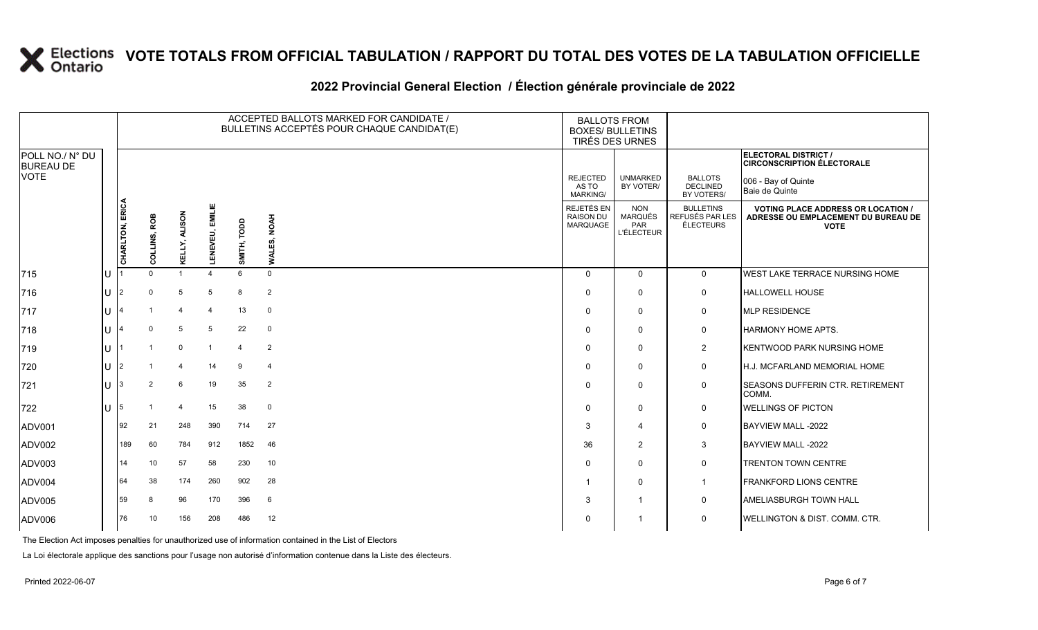# VOTE TOTALS FROM OFFICIAL TABULATION / RAPPORT DU TOTAL DES VOTES DE LA TABULATION OFFICIELLE

## 2022 Provincial General Election / Élection générale provinciale de 2022

ELECTORAL DISTRICT / CIRCONSCRIPTION ÉLECTORALE: 006 - Bay of Quinte / Baie de Quinte

| POLL NO./ N° DU BUREAU DE VOTE | | CHARLTON, ERICA | COLLINS, ROB | KELLY, ALISON | LENEVEU, EMILIE | SMITH, TODD | WALES, NOAH | REJECTED AS TO MARKING/ REJETÉS EN RAISON DU MARQUAGE | UNMARKED BY VOTER/ NON MARQUÉS PAR L'ÉLECTEUR | BALLOTS DECLINED BY VOTERS/ BULLETINS REFUSÉS PAR LES ÉLECTEURS | VOTING PLACE ADDRESS OR LOCATION / ADRESSE OU EMPLACEMENT DU BUREAU DE VOTE |
|---|---|---|---|---|---|---|---|---|---|---|---|
| 715 | U | 1 | 0 | 1 | 4 | 6 | 0 | 0 | 0 | 0 | WEST LAKE TERRACE NURSING HOME |
| 716 | U | 2 | 0 | 5 | 5 | 8 | 2 | 0 | 0 | 0 | HALLOWELL HOUSE |
| 717 | U | 4 | 1 | 4 | 4 | 13 | 0 | 0 | 0 | 0 | MLP RESIDENCE |
| 718 | U | 4 | 0 | 5 | 5 | 22 | 0 | 0 | 0 | 0 | HARMONY HOME APTS. |
| 719 | U | 1 | 1 | 0 | 1 | 4 | 2 | 0 | 0 | 2 | KENTWOOD PARK NURSING HOME |
| 720 | U | 2 | 1 | 4 | 14 | 9 | 4 | 0 | 0 | 0 | H.J. MCFARLAND MEMORIAL HOME |
| 721 | U | 3 | 2 | 6 | 19 | 35 | 2 | 0 | 0 | 0 | SEASONS DUFFERIN CTR. RETIREMENT COMM. |
| 722 | U | 5 | 1 | 4 | 15 | 38 | 0 | 0 | 0 | 0 | WELLINGS OF PICTON |
| ADV001 | | 92 | 21 | 248 | 390 | 714 | 27 | 3 | 4 | 0 | BAYVIEW MALL -2022 |
| ADV002 | | 189 | 60 | 784 | 912 | 1852 | 46 | 36 | 2 | 3 | BAYVIEW MALL -2022 |
| ADV003 | | 14 | 10 | 57 | 58 | 230 | 10 | 0 | 0 | 0 | TRENTON TOWN CENTRE |
| ADV004 | | 64 | 38 | 174 | 260 | 902 | 28 | 1 | 0 | 1 | FRANKFORD LIONS CENTRE |
| ADV005 | | 59 | 8 | 96 | 170 | 396 | 6 | 3 | 1 | 0 | AMELIASBURGH TOWN HALL |
| ADV006 | | 76 | 10 | 156 | 208 | 486 | 12 | 0 | 1 | 0 | WELLINGTON & DIST. COMM. CTR. |

The Election Act imposes penalties for unauthorized use of information contained in the List of Electors

La Loi électorale applique des sanctions pour l'usage non autorisé d'information contenue dans la Liste des électeurs.

Printed 2022-06-07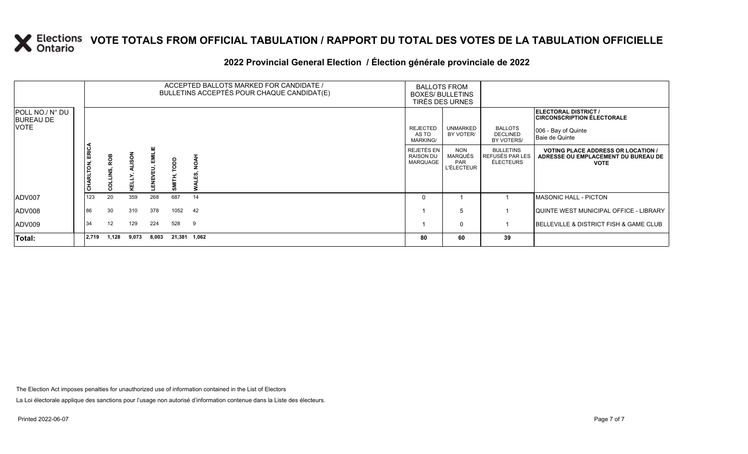# VOTE TOTALS FROM OFFICIAL TABULATION / RAPPORT DU TOTAL DES VOTES DE LA TABULATION OFFICIELLE

## 2022 Provincial General Election / Élection générale provinciale de 2022

| POLL NO./ N° DU BUREAU DE VOTE | ACCEPTED BALLOTS MARKED FOR CANDIDATE / BULLETINS ACCEPTÉS POUR CHAQUE CANDIDAT(E) | | | | | | BALLOTS FROM BOXES/ BULLETINS TIRÉS DES URNES | | | ELECTORAL DISTRICT / CIRCONSCRIPTION ÉLECTORALE 006 - Bay of Quinte Baie de Quinte |
|---|---|---|---|---|---|---|---|---|---|---|
| | CHARLTON, ERICA | COLLINS, ROB | KELLY, ALISON | LENEVEU, EMILIE | SMITH, TODD | WALES, NOAH | REJECTED AS TO MARKING/ REJETÉS EN RAISON DU MARQUAGE | UNMARKED BY VOTER/ NON MARQUÉS PAR L'ÉLECTEUR | BALLOTS DECLINED BY VOTERS/ BULLETINS REFUSÉS PAR LES ÉLECTEURS | VOTING PLACE ADDRESS OR LOCATION / ADRESSE OU EMPLACEMENT DU BUREAU DE VOTE |
| ADV007 | 123 | 20 | 359 | 268 | 687 | 14 | 0 | 1 | 1 | MASONIC HALL - PICTON |
| ADV008 | 86 | 30 | 310 | 378 | 1052 | 42 | 1 | 5 | 1 | QUINTE WEST MUNICIPAL OFFICE - LIBRARY |
| ADV009 | 34 | 12 | 129 | 224 | 528 | 9 | 1 | 0 | 1 | BELLEVILLE & DISTRICT FISH & GAME CLUB |
| **Total:** | 2,719 | 1,128 | 9,073 | 8,003 | 21,381 | 1,062 | 80 | 60 | 39 | |

The Election Act imposes penalties for unauthorized use of information contained in the List of Electors

La Loi électorale applique des sanctions pour l'usage non autorisé d'information contenue dans la Liste des électeurs.

Printed 2022-06-07